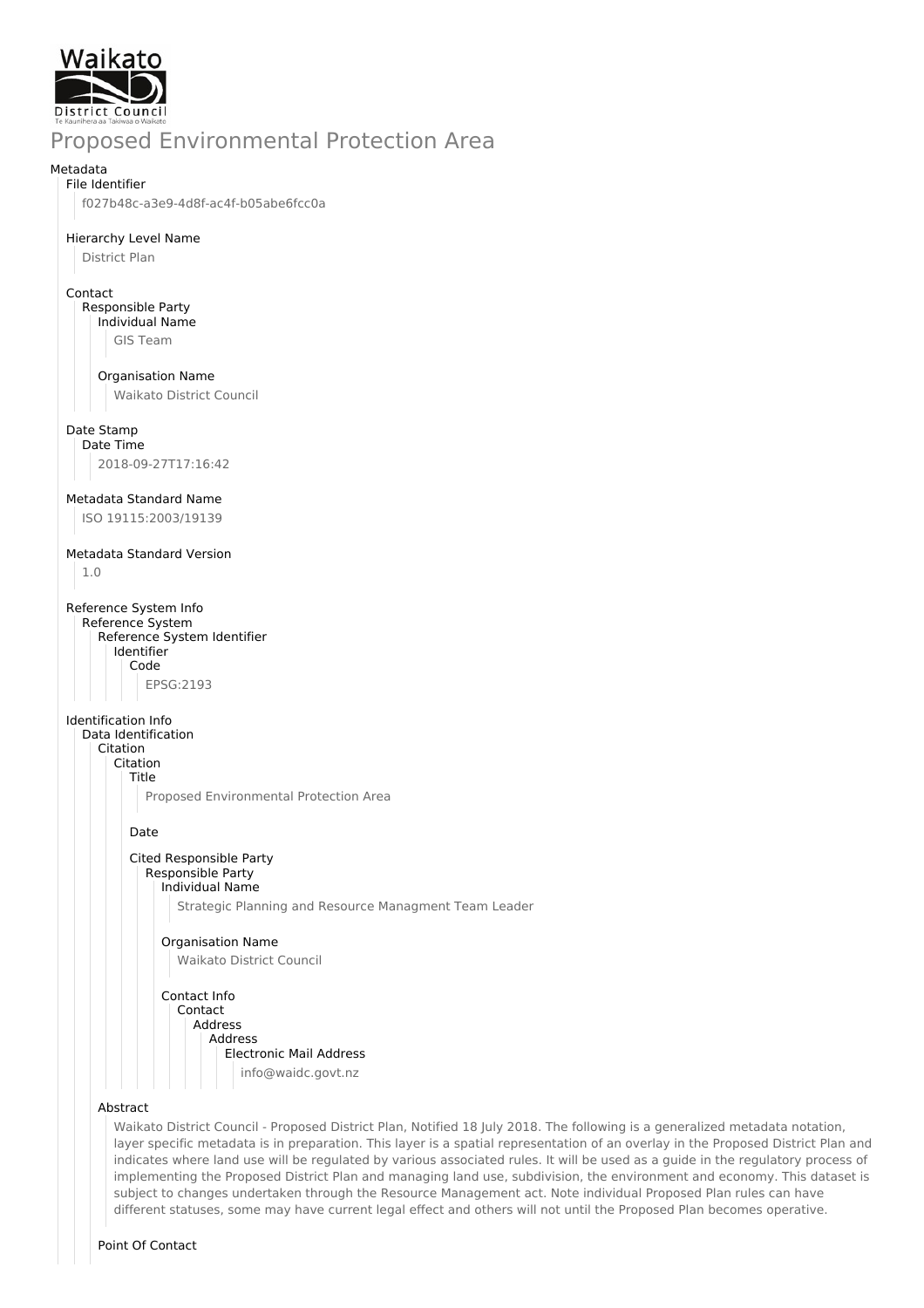# Proposed Environmental Protection Area

Metadata

File Identifier

f027b48c-a3e9-4d8f-ac4f-b05abe6fcc0a

Hierarchy Level Name

District Plan

Contact

Responsible Party

Individual Name

GIS Team

Organisation Name

Waikato District Council

Date Stamp

Date Time

2018-09-27T17:16:42

Metadata Standard Name

ISO 19115:2003/19139

Metadata Standard Version

1.0

Reference System Info

Reference System

Reference System Identifier

Identifier

Code

EPSG:2193

Identification Info

Data Identification

Citation

Citation

Title

Proposed Environmental Protection Area

Date

Cited Responsible Party

Responsible Party

Individual Name

Strategic Planning and Resource Managment Team Leader

Organisation Name

Waikato District Council

Contact Info

Contact

Address

Address

Electronic Mail Address

info@waidc.govt.nz

Abstract

Waikato District Council - Proposed District Plan, Notified 18 July 2018. The following is a generalized metadata notation, layer specific metadata is in preparation. This layer is a spatial representation of an overlay in the Proposed District Plan and indicates where land use will be regulated by various associated rules. It will be used as a guide in the regulatory process of implementing the Proposed District Plan and managing land use, subdivision, the environment and economy. This dataset is subject to changes undertaken through the Resource Management act. Note individual Proposed Plan rules can have different statuses, some may have current legal effect and others will not until the Proposed Plan becomes operative.

Point Of Contact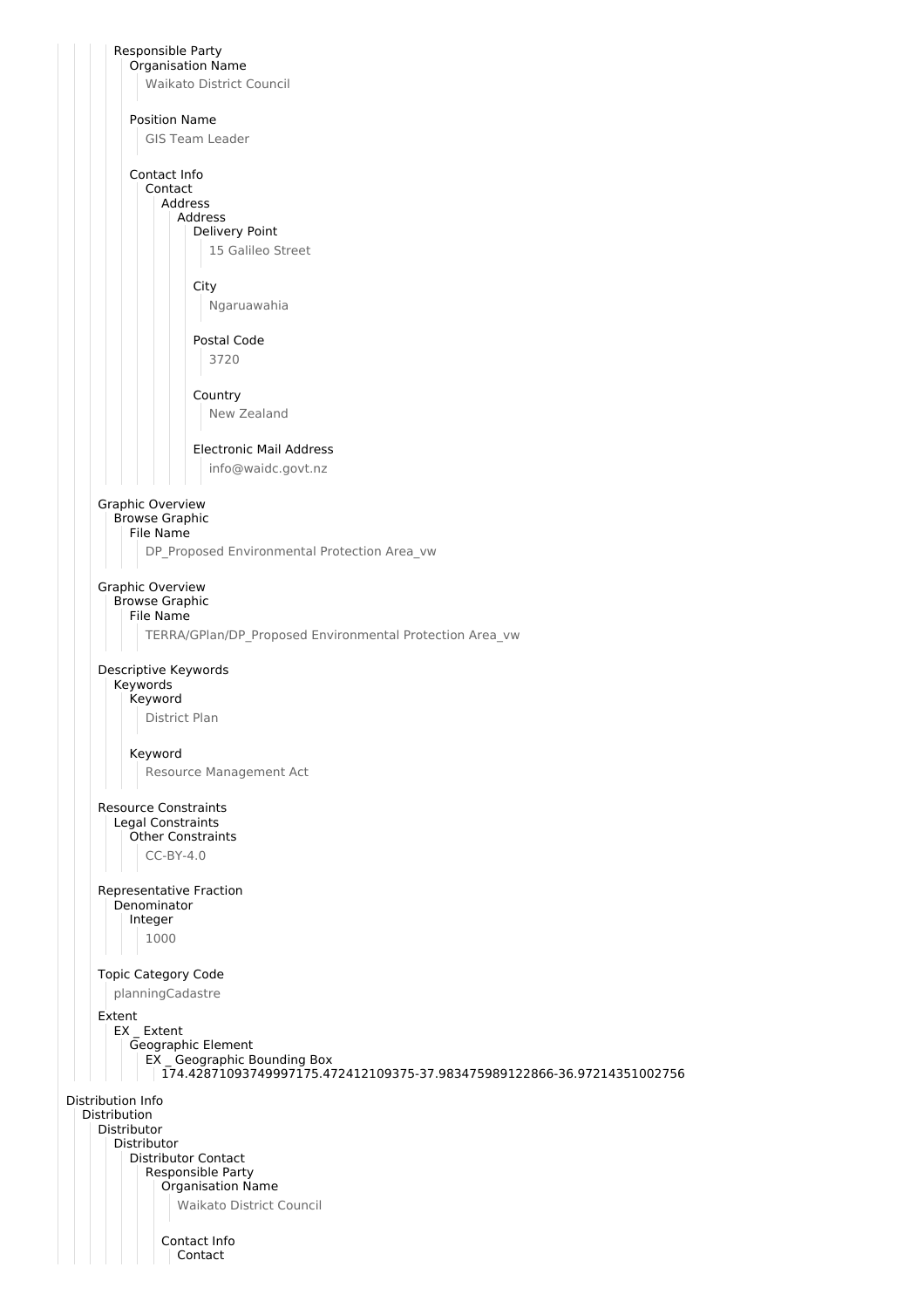Responsible Party
- Organisation Name
  - Waikato District Council
- Position Name
  - GIS Team Leader
- Contact Info
  - Contact
    - Address
      - Address
        - Delivery Point
          - 15 Galileo Street
        - City
          - Ngaruawahia
        - Postal Code
          - 3720
        - Country
          - New Zealand
        - Electronic Mail Address
          - info@waidc.govt.nz

Graphic Overview
- Browse Graphic
  - File Name
    - DP_Proposed Environmental Protection Area_vw

Graphic Overview
- Browse Graphic
  - File Name
    - TERRA/GPlan/DP_Proposed Environmental Protection Area_vw

Descriptive Keywords
- Keywords
  - Keyword
    - District Plan
  - Keyword
    - Resource Management Act

Resource Constraints
- Legal Constraints
  - Other Constraints
    - CC-BY-4.0

Representative Fraction
- Denominator
  - Integer
    - 1000

Topic Category Code
- planningCadastre

Extent
- EX _ Extent
  - Geographic Element
    - EX _ Geographic Bounding Box
      - 174.42871093749997175.472412109375-37.983475989122866-36.97214351002756

Distribution Info
- Distribution
  - Distributor
    - Distributor
      - Distributor Contact
        - Responsible Party
          - Organisation Name
            - Waikato District Council
          - Contact Info
            - Contact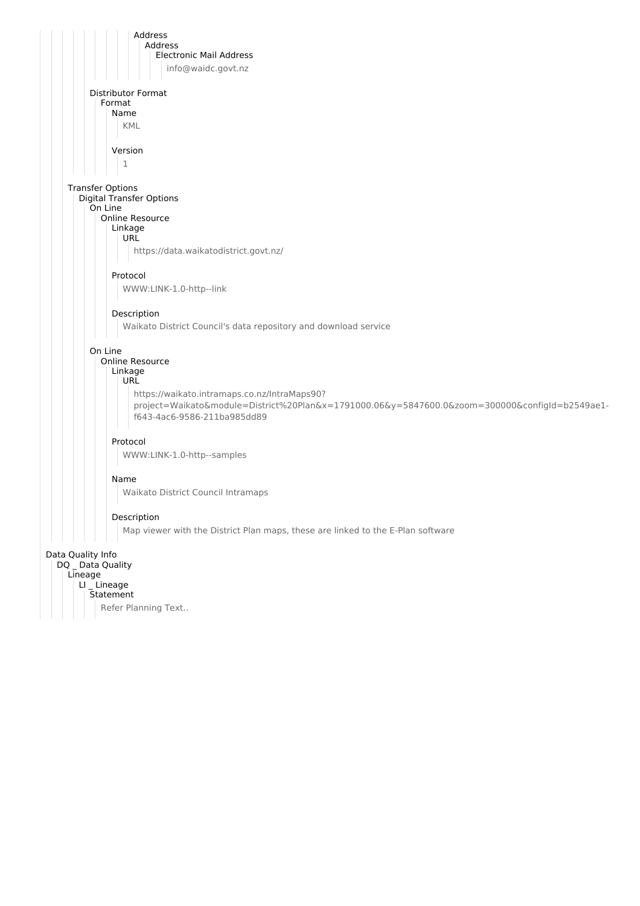Address
- Address
  - Electronic Mail Address
    - info@waidc.govt.nz

Distributor Format
- Format
  - Name
    - KML
  - Version
    - 1

Transfer Options
- Digital Transfer Options
  - On Line
    - Online Resource
      - Linkage
        - URL
          - https://data.waikatodistrict.govt.nz/
      - Protocol
        - WWW:LINK-1.0-http--link
      - Description
        - Waikato District Council's data repository and download service
  - On Line
    - Online Resource
      - Linkage
        - URL
          - https://waikato.intramaps.co.nz/IntraMaps90?project=Waikato&module=District%20Plan&x=1791000.06&y=5847600.0&zoom=300000&configId=b2549ae1-f643-4ac6-9586-211ba985dd89
      - Protocol
        - WWW:LINK-1.0-http--samples
      - Name
        - Waikato District Council Intramaps
      - Description
        - Map viewer with the District Plan maps, these are linked to the E-Plan software

Data Quality Info
- DQ _ Data Quality
  - Lineage
    - LI _ Lineage
      - Statement
        - Refer Planning Text..